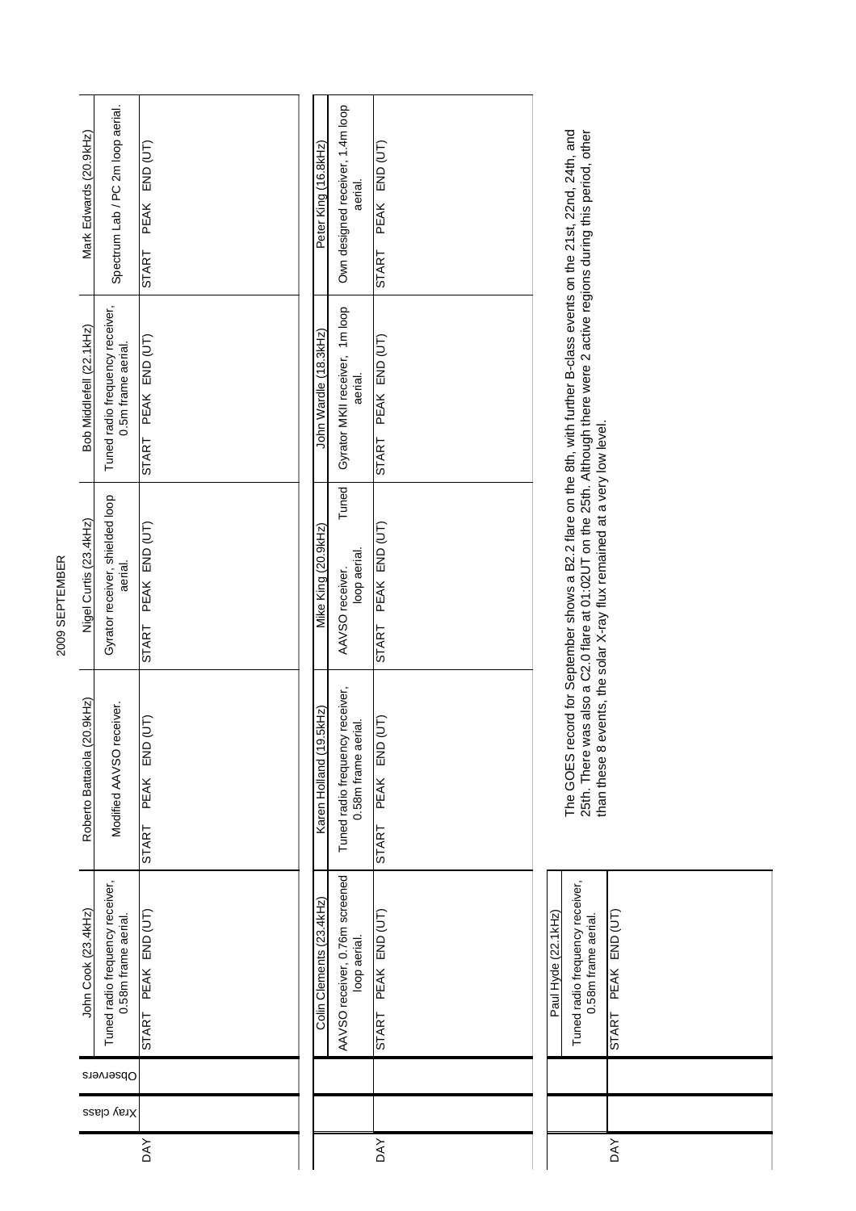# 2009 SEPTEMBER

| DAY | Xray class | Observers | John Cook (23.4kHz) | Roberto Battaiola (20.9kHz) | Nigel Curtis (23.4kHz) | Bob Middlefell (22.1kHz) | Mark Edwards (20.9kHz) |
|---|---|---|---|---|---|---|---|
| | | | Tuned radio frequency receiver, 0.58m frame aerial. | Modified AAVSO receiver. | Gyrator receiver, shielded loop aerial. | Tuned radio frequency receiver, 0.5m frame aerial. | Spectrum Lab / PC 2m loop aerial. |
| | | | START PEAK END (UT) | START PEAK END (UT) | START PEAK END (UT) | START PEAK END (UT) | START PEAK END (UT) |

| DAY | Colin Clements (23.4kHz) | Karen Holland (19.5kHz) | Mike King (20.9kHz) | John Wardle (18.3kHz) | Peter King (16.8kHz) |
|---|---|---|---|---|---|
| | AAVSO receiver, 0.76m screened loop aerial. | Tuned radio frequency receiver, 0.58m frame aerial. | AAVSO receiver. Tuned loop aerial. | Gyrator MKII receiver, 1m loop aerial. | Own designed receiver, 1.4m loop aerial. |
| | START PEAK END (UT) | START PEAK END (UT) | START PEAK END (UT) | START PEAK END (UT) | START PEAK END (UT) |

| DAY | Paul Hyde (22.1kHz) |
|---|---|
| | Tuned radio frequency receiver, 0.58m frame aerial. |
| | START PEAK END (UT) |

The GOES record for September shows a B2.2 flare on the 8th, with further B-class events on the 21st, 22nd, 24th, and 25th. There was also a C2.0 flare at 01:02UT on the 25th. Although there were 2 active regions during this period, other than these 8 events, the solar X-ray flux remained at a very low level.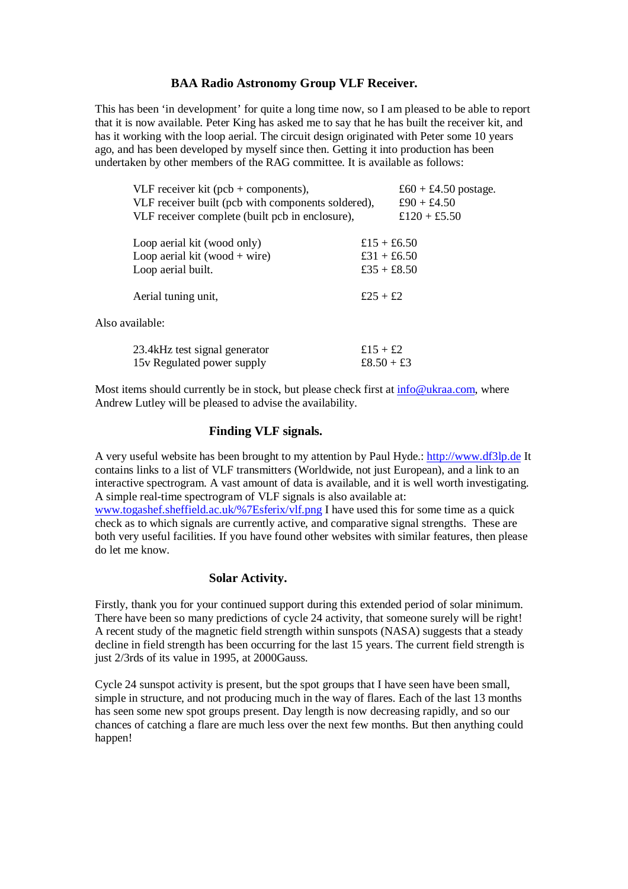## BAA Radio Astronomy Group VLF Receiver.

This has been 'in development' for quite a long time now, so I am pleased to be able to report that it is now available. Peter King has asked me to say that he has built the receiver kit, and has it working with the loop aerial. The circuit design originated with Peter some 10 years ago, and has been developed by myself since then. Getting it into production has been undertaken by other members of the RAG committee. It is available as follows:

| | |
|---|---|
| VLF receiver kit (pcb + components), | £60 + £4.50 postage. |
| VLF receiver built (pcb with components soldered), | £90 + £4.50 |
| VLF receiver complete (built pcb in enclosure), | £120 + £5.50 |
| Loop aerial kit (wood only) | £15 + £6.50 |
| Loop aerial kit (wood + wire) | £31 + £6.50 |
| Loop aerial built. | £35 + £8.50 |
| Aerial tuning unit, | £25 + £2 |

Also available:

| | |
|---|---|
| 23.4kHz test signal generator | £15 + £2 |
| 15v Regulated power supply | £8.50 + £3 |

Most items should currently be in stock, but please check first at info@ukraa.com, where Andrew Lutley will be pleased to advise the availability.

## Finding VLF signals.

A very useful website has been brought to my attention by Paul Hyde.: http://www.df3lp.de It contains links to a list of VLF transmitters (Worldwide, not just European), and a link to an interactive spectrogram. A vast amount of data is available, and it is well worth investigating. A simple real-time spectrogram of VLF signals is also available at: www.togashef.sheffield.ac.uk/%7Esferix/vlf.png I have used this for some time as a quick check as to which signals are currently active, and comparative signal strengths. These are both very useful facilities. If you have found other websites with similar features, then please do let me know.

## Solar Activity.

Firstly, thank you for your continued support during this extended period of solar minimum. There have been so many predictions of cycle 24 activity, that someone surely will be right! A recent study of the magnetic field strength within sunspots (NASA) suggests that a steady decline in field strength has been occurring for the last 15 years. The current field strength is just 2/3rds of its value in 1995, at 2000Gauss.

Cycle 24 sunspot activity is present, but the spot groups that I have seen have been small, simple in structure, and not producing much in the way of flares. Each of the last 13 months has seen some new spot groups present. Day length is now decreasing rapidly, and so our chances of catching a flare are much less over the next few months. But then anything could happen!